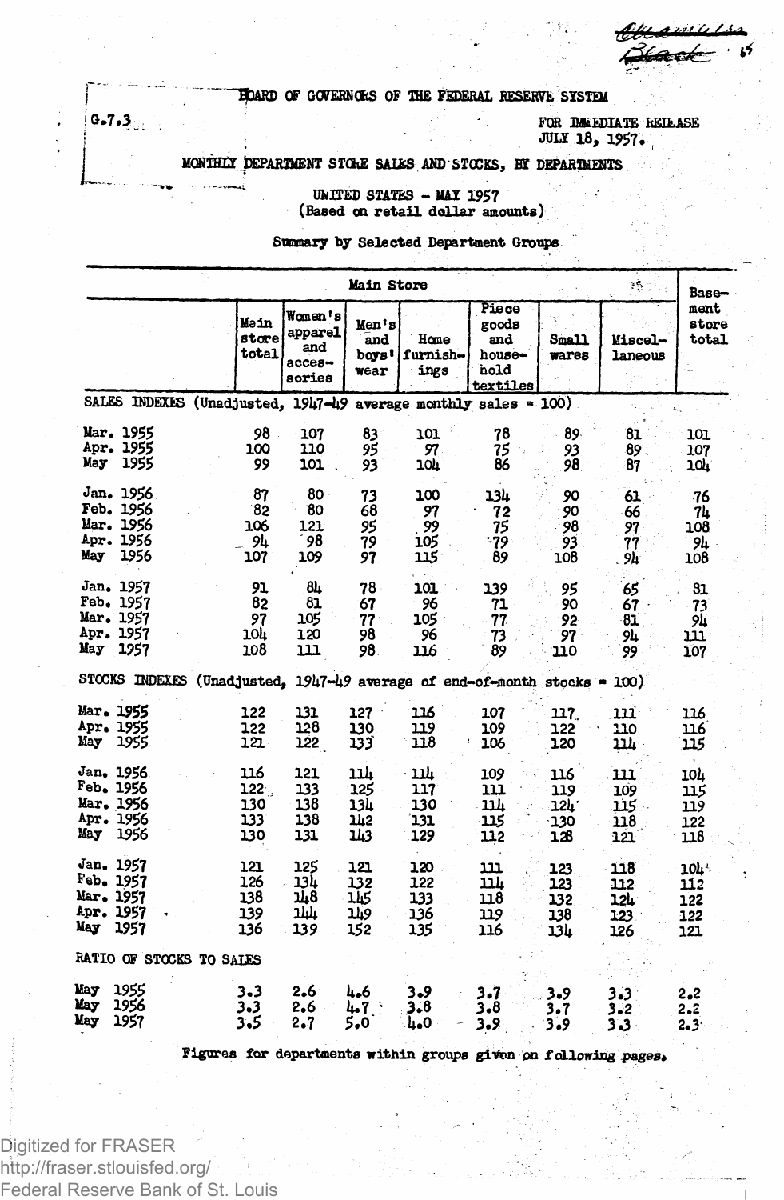BOARD OF GOVERNORS OF THE FEDERAL RESERVE SYSTEM

G.7.3

FOR IMMEDIATE RELEASE
JULY 18, 1957.

# MONTHLY DEPARTMENT STORE SALES AND STOCKS, BY DEPARTMENTS

## UNITED STATES - MAY 1957
(Based on retail dollar amounts)

### Summary by Selected Department Groups

| | Main Store | | | | | | | Basement store total |
|---|---|---|---|---|---|---|---|---|
| | Main store total | Women's apparel and accessories | Men's and boys' wear | Home furnishings | Piece goods and household textiles | Small wares | Miscellaneous | |
| **SALES INDEXES (Unadjusted, 1947-49 average monthly sales = 100)** | | | | | | | | |
| Mar. 1955 | 98 | 107 | 83 | 101 | 78 | 89 | 81 | 101 |
| Apr. 1955 | 100 | 110 | 95 | 97 | 75 | 93 | 89 | 107 |
| May 1955 | 99 | 101 | 93 | 104 | 86 | 98 | 87 | 104 |
| Jan. 1956 | 87 | 80 | 73 | 100 | 134 | 90 | 61 | 76 |
| Feb. 1956 | 82 | 80 | 68 | 97 | 72 | 90 | 66 | 74 |
| Mar. 1956 | 106 | 121 | 95 | 99 | 75 | 98 | 97 | 108 |
| Apr. 1956 | 94 | 98 | 79 | 105 | 79 | 93 | 77 | 94 |
| May 1956 | 107 | 109 | 97 | 115 | 89 | 108 | 94 | 108 |
| Jan. 1957 | 91 | 84 | 78 | 101 | 139 | 95 | 65 | 81 |
| Feb. 1957 | 82 | 81 | 67 | 96 | 71 | 90 | 67 | 73 |
| Mar. 1957 | 97 | 105 | 77 | 105 | 77 | 92 | 81 | 94 |
| Apr. 1957 | 104 | 120 | 98 | 96 | 73 | 97 | 94 | 111 |
| May 1957 | 108 | 111 | 98 | 116 | 89 | 110 | 99 | 107 |
| **STOCKS INDEXES (Unadjusted, 1947-49 average of end-of-month stocks = 100)** | | | | | | | | |
| Mar. 1955 | 122 | 131 | 127 | 116 | 107 | 117 | 111 | 116 |
| Apr. 1955 | 122 | 128 | 130 | 119 | 109 | 122 | 110 | 116 |
| May 1955 | 121 | 122 | 133 | 118 | 106 | 120 | 114 | 115 |
| Jan. 1956 | 116 | 121 | 114 | 114 | 109 | 116 | 111 | 104 |
| Feb. 1956 | 122 | 133 | 125 | 117 | 111 | 119 | 109 | 115 |
| Mar. 1956 | 130 | 138 | 134 | 130 | 114 | 124 | 115 | 119 |
| Apr. 1956 | 133 | 138 | 142 | 131 | 115 | 130 | 118 | 122 |
| May 1956 | 130 | 131 | 143 | 129 | 112 | 128 | 121 | 118 |
| Jan. 1957 | 121 | 125 | 121 | 120 | 111 | 123 | 118 | 104 |
| Feb. 1957 | 126 | 134 | 132 | 122 | 114 | 123 | 112 | 112 |
| Mar. 1957 | 138 | 148 | 145 | 133 | 118 | 132 | 124 | 122 |
| Apr. 1957 | 139 | 144 | 149 | 136 | 119 | 138 | 123 | 122 |
| May 1957 | 136 | 139 | 152 | 135 | 116 | 134 | 126 | 121 |
| **RATIO OF STOCKS TO SALES** | | | | | | | | |
| May 1955 | 3.3 | 2.6 | 4.6 | 3.9 | 3.7 | 3.9 | 3.3 | 2.2 |
| May 1956 | 3.3 | 2.6 | 4.7 | 3.8 | 3.8 | 3.7 | 3.2 | 2.2 |
| May 1957 | 3.5 | 2.7 | 5.0 | 4.0 | 3.9 | 3.9 | 3.3 | 2.3 |

Figures for departments within groups given on following pages.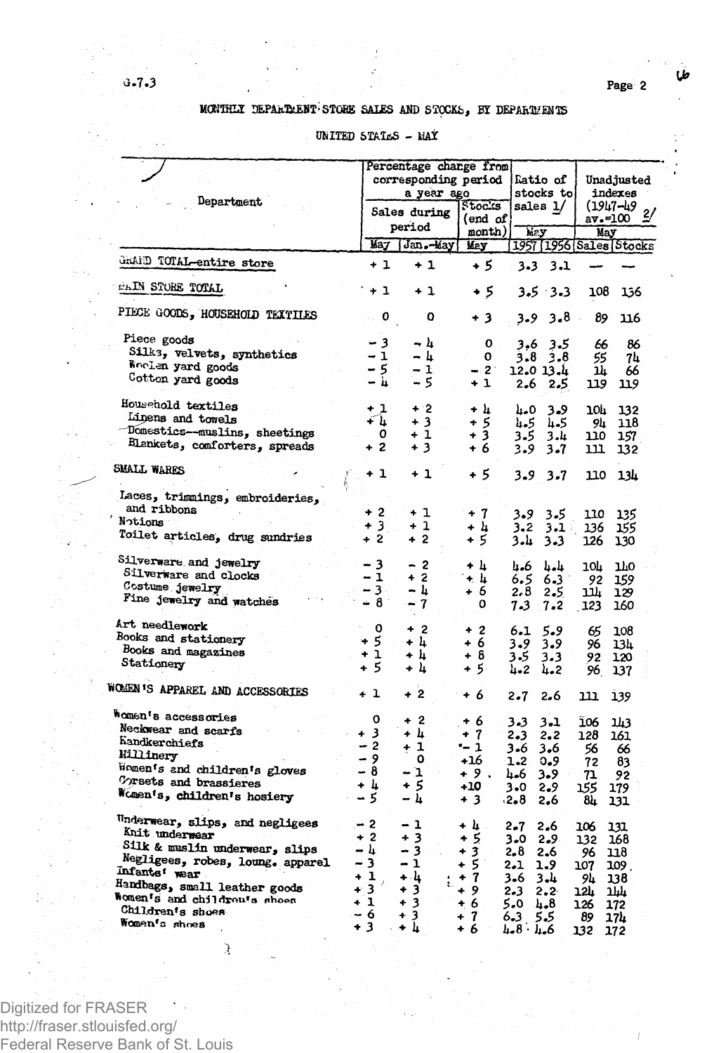G.7.3

## MONTHLY DEPARTMENT STORE SALES AND STOCKS, BY DEPARTMENTS

### UNITED STATES - MAY

| Department | Percentage change from corresponding period a year ago | | | Ratio of stocks to sales 1/ | | Unadjusted indexes (1947-49 av.=100) 2/ | |
|---|---|---|---|---|---|---|---|
| | Sales during period | | Stocks (end of month) | May | | May | |
| | May | Jan.-May | May | 1957 | 1956 | Sales | Stocks |
| GRAND TOTAL--entire store | + 1 | + 1 | + 5 | 3.3 | 3.1 | --- | --- |
| MAIN STORE TOTAL | + 1 | + 1 | + 5 | 3.5 | 3.3 | 108 | 136 |
| PIECE GOODS, HOUSEHOLD TEXTILES | 0 | 0 | + 3 | 3.9 | 3.8 | 89 | 116 |
| Piece goods | - 3 | - 4 | 0 | 3.6 | 3.5 | 66 | 86 |
| Silks, velvets, synthetics | - 1 | - 4 | 0 | 3.8 | 3.8 | 55 | 74 |
| Woolen yard goods | - 5 | - 1 | - 2 | 12.0 | 13.4 | 14 | 66 |
| Cotton yard goods | - 4 | - 5 | + 1 | 2.6 | 2.5 | 119 | 119 |
| Household textiles | + 1 | + 2 | + 4 | 4.0 | 3.9 | 104 | 132 |
| Linens and towels | + 4 | + 3 | + 5 | 4.5 | 4.5 | 94 | 118 |
| Domestics--muslins, sheetings | 0 | + 1 | + 3 | 3.5 | 3.4 | 110 | 157 |
| Blankets, comforters, spreads | + 2 | + 3 | + 6 | 3.9 | 3.7 | 111 | 132 |
| SMALL WARES | + 1 | + 1 | + 5 | 3.9 | 3.7 | 110 | 134 |
| Laces, trimmings, embroideries, and ribbons | + 2 | + 1 | + 7 | 3.9 | 3.5 | 110 | 135 |
| Notions | + 3 | + 1 | + 4 | 3.2 | 3.1 | 136 | 155 |
| Toilet articles, drug sundries | + 2 | + 2 | + 5 | 3.4 | 3.3 | 126 | 130 |
| Silverware and jewelry | - 3 | - 2 | + 4 | 4.6 | 4.4 | 104 | 140 |
| Silverware and clocks | - 1 | + 2 | + 4 | 6.5 | 6.3 | 92 | 159 |
| Costume jewelry | - 3 | - 4 | + 6 | 2.8 | 2.5 | 114 | 129 |
| Fine jewelry and watches | - 8 | - 7 | 0 | 7.3 | 7.2 | 123 | 160 |
| Art needlework | 0 | + 2 | + 2 | 6.1 | 5.9 | 65 | 108 |
| Books and stationery | + 5 | + 4 | + 6 | 3.9 | 3.9 | 96 | 134 |
| Books and magazines | + 1 | + 4 | + 8 | 3.5 | 3.3 | 92 | 120 |
| Stationery | + 5 | + 4 | + 5 | 4.2 | 4.2 | 96 | 137 |
| WOMEN'S APPAREL AND ACCESSORIES | + 1 | + 2 | + 6 | 2.7 | 2.6 | 111 | 139 |
| Women's accessories | 0 | + 2 | + 6 | 3.3 | 3.1 | 106 | 143 |
| Neckwear and scarfs | + 3 | + 4 | + 7 | 2.3 | 2.2 | 128 | 161 |
| Handkerchiefs | - 2 | + 1 | - 1 | 3.6 | 3.6 | 56 | 66 |
| Millinery | - 9 | 0 | +16 | 1.2 | 0.9 | 72 | 83 |
| Women's and children's gloves | - 8 | - 1 | + 9 | 4.6 | 3.9 | 71 | 92 |
| Corsets and brassieres | + 4 | + 5 | +10 | 3.0 | 2.9 | 155 | 179 |
| Women's, children's hosiery | - 5 | - 4 | + 3 | 2.8 | 2.6 | 84 | 131 |
| Underwear, slips, and negligees | - 2 | - 1 | + 4 | 2.7 | 2.6 | 106 | 131 |
| Knit underwear | + 2 | + 3 | + 5 | 3.0 | 2.9 | 132 | 168 |
| Silk & muslin underwear, slips | - 4 | - 3 | + 3 | 2.8 | 2.6 | 96 | 118 |
| Negligees, robes, loung. apparel | - 3 | - 1 | + 5 | 2.1 | 1.9 | 107 | 109 |
| Infants' wear | + 1 | + 4 | + 7 | 3.6 | 3.4 | 94 | 138 |
| Handbags, small leather goods | + 3 | + 3 | + 9 | 2.3 | 2.2 | 124 | 144 |
| Women's and children's shoes | + 1 | + 3 | + 6 | 5.0 | 4.8 | 126 | 172 |
| Children's shoes | - 6 | + 3 | + 7 | 6.3 | 5.5 | 89 | 174 |
| Women's shoes | + 3 | + 4 | + 6 | 4.8 | 4.6 | 132 | 172 |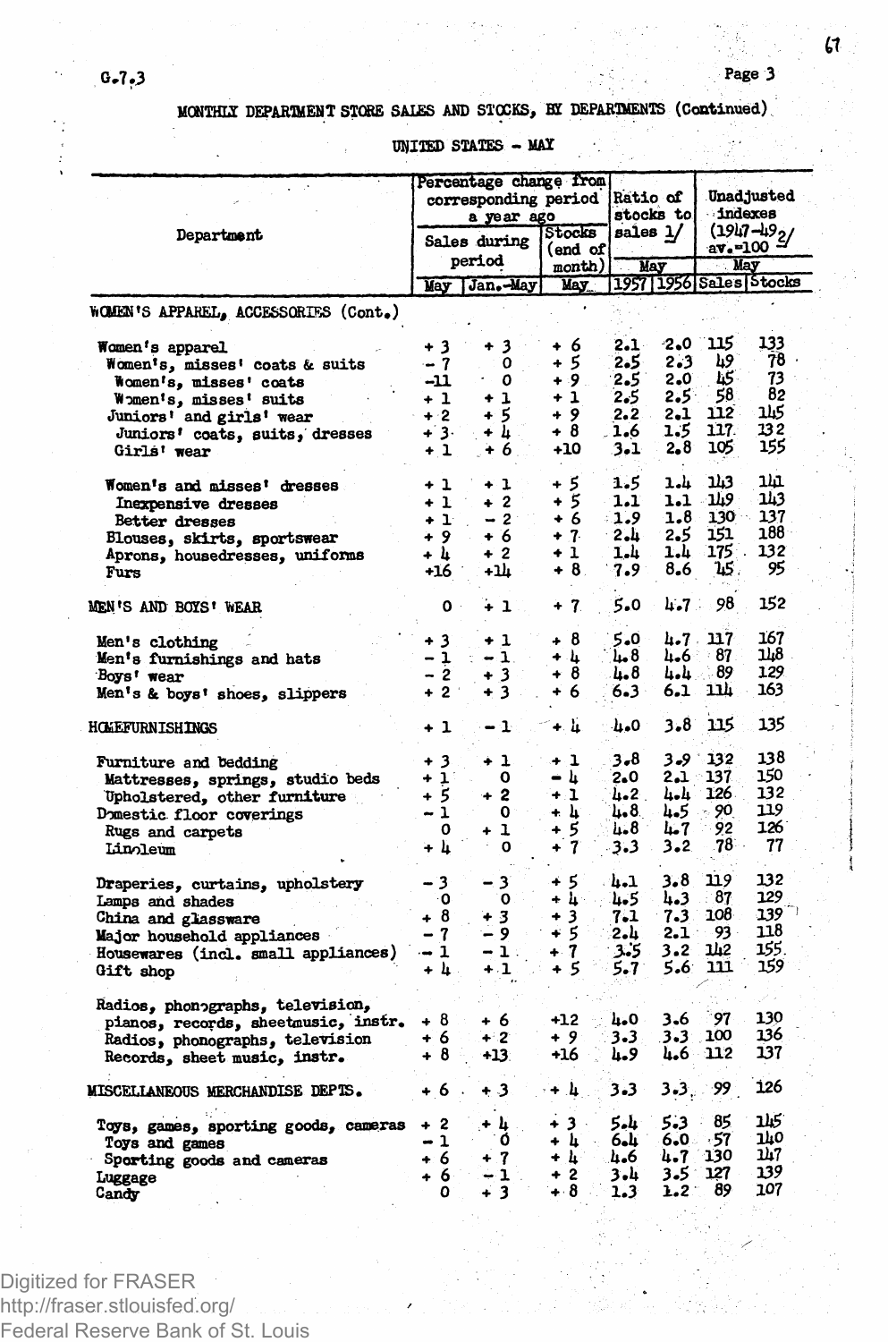G.7.3

## MONTHLY DEPARTMENT STORE SALES AND STOCKS, BY DEPARTMENTS (Continued)

### UNITED STATES - MAY

| Department | Percentage change from corresponding period a year ago | | | Ratio of stocks to sales 1/ | | Unadjusted indexes (1947-49 av.=100 2/) | |
|---|---|---|---|---|---|---|---|
| | Sales during period | | Stocks (end of month) | May | | May | |
| | May | Jan.-May | May | 1957 | 1956 | Sales | Stocks |
| WOMEN'S APPAREL, ACCESSORIES (Cont.) | | | | | | | |
| Women's apparel | + 3 | + 3 | + 6 | 2.1 | 2.0 | 115 | 133 |
| Women's, misses' coats & suits | - 7 | 0 | + 5 | 2.5 | 2.3 | 49 | 78 |
| Women's, misses' coats | -11 | 0 | + 9 | 2.5 | 2.0 | 45 | 73 |
| Women's, misses' suits | + 1 | + 1 | + 1 | 2.5 | 2.5 | 58 | 82 |
| Juniors' and girls' wear | + 2 | + 5 | + 9 | 2.2 | 2.1 | 112 | 145 |
| Juniors' coats, suits, dresses | + 3 | + 4 | + 8 | 1.6 | 1.5 | 117 | 132 |
| Girls' wear | + 1 | + 6 | +10 | 3.1 | 2.8 | 105 | 155 |
| Women's and misses' dresses | + 1 | + 1 | + 5 | 1.5 | 1.4 | 143 | 141 |
| Inexpensive dresses | + 1 | + 2 | + 5 | 1.1 | 1.1 | 149 | 143 |
| Better dresses | + 1 | - 2 | + 6 | 1.9 | 1.8 | 130 | 137 |
| Blouses, skirts, sportswear | + 9 | + 6 | + 7 | 2.4 | 2.5 | 151 | 188 |
| Aprons, housedresses, uniforms | + 4 | + 2 | + 1 | 1.4 | 1.4 | 175 | 132 |
| Furs | +16 | +14 | + 8 | 7.9 | 8.6 | 45 | 95 |
| MEN'S AND BOYS' WEAR | 0 | + 1 | + 7 | 5.0 | 4.7 | 98 | 152 |
| Men's clothing | + 3 | + 1 | + 8 | 5.0 | 4.7 | 117 | 167 |
| Men's furnishings and hats | - 1 | - 1 | + 4 | 4.8 | 4.6 | 87 | 148 |
| Boys' wear | - 2 | + 3 | + 8 | 4.8 | 4.4 | 89 | 129 |
| Men's & boys' shoes, slippers | + 2 | + 3 | + 6 | 6.3 | 6.1 | 114 | 163 |
| HOMEFURNISHINGS | + 1 | - 1 | + 4 | 4.0 | 3.8 | 115 | 135 |
| Furniture and bedding | + 3 | + 1 | + 1 | 3.8 | 3.9 | 132 | 138 |
| Mattresses, springs, studio beds | + 1 | 0 | - 4 | 2.0 | 2.1 | 137 | 150 |
| Upholstered, other furniture | + 5 | + 2 | + 1 | 4.2 | 4.4 | 126 | 132 |
| Domestic floor coverings | - 1 | 0 | + 4 | 4.8 | 4.5 | 90 | 119 |
| Rugs and carpets | 0 | + 1 | + 5 | 4.8 | 4.7 | 92 | 126 |
| Linoleum | + 4 | 0 | + 7 | 3.3 | 3.2 | 78 | 77 |
| Draperies, curtains, upholstery | - 3 | - 3 | + 5 | 4.1 | 3.8 | 119 | 132 |
| Lamps and shades | 0 | 0 | + 4 | 4.5 | 4.3 | 87 | 129 |
| China and glassware | + 8 | + 3 | + 3 | 7.1 | 7.3 | 108 | 139 |
| Major household appliances | - 7 | - 9 | + 5 | 2.4 | 2.1 | 93 | 118 |
| Housewares (incl. small appliances) | - 1 | - 1 | + 7 | 3.5 | 3.2 | 142 | 155 |
| Gift shop | + 4 | + 1 | + 5 | 5.7 | 5.6 | 111 | 159 |
| Radios, phonographs, television, pianos, records, sheetmusic, instr. | + 8 | + 6 | +12 | 4.0 | 3.6 | 97 | 130 |
| Radios, phonographs, television | + 6 | + 2 | + 9 | 3.3 | 3.3 | 100 | 136 |
| Records, sheet music, instr. | + 8 | +13 | +16 | 4.9 | 4.6 | 112 | 137 |
| MISCELLANEOUS MERCHANDISE DEPTS. | + 6 | + 3 | + 4 | 3.3 | 3.3 | 99 | 126 |
| Toys, games, sporting goods, cameras | + 2 | + 4 | + 3 | 5.4 | 5.3 | 85 | 145 |
| Toys and games | - 1 | 0 | + 4 | 6.4 | 6.0 | 57 | 140 |
| Sporting goods and cameras | + 6 | + 7 | + 4 | 4.6 | 4.7 | 130 | 147 |
| Luggage | + 6 | - 1 | + 2 | 3.4 | 3.5 | 127 | 139 |
| Candy | 0 | + 3 | + 8 | 1.3 | 1.2 | 89 | 107 |

Digitized for FRASER
http://fraser.stlouisfed.org/
Federal Reserve Bank of St. Louis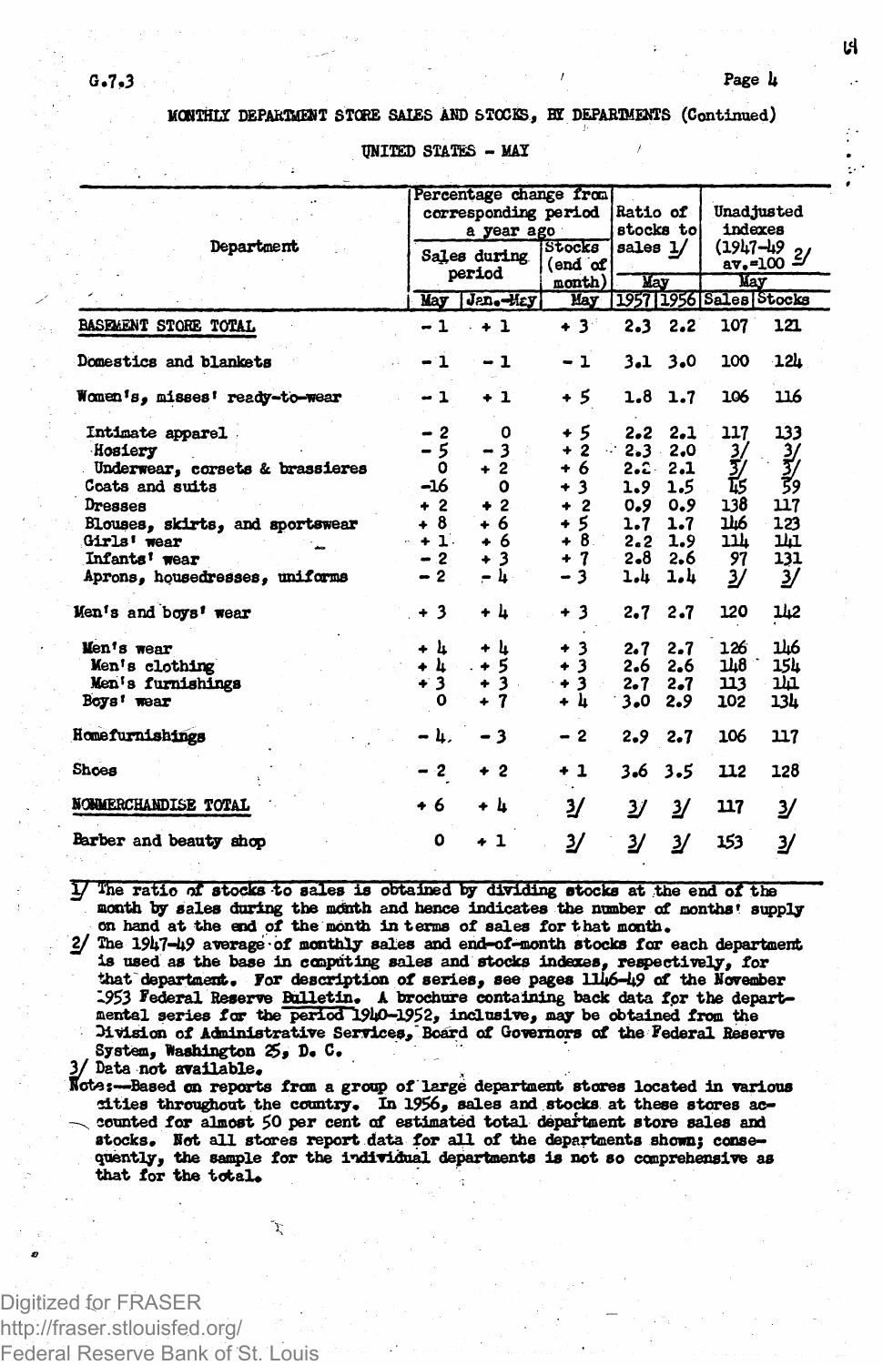G.7.3

## MONTHLY DEPARTMENT STORE SALES AND STOCKS, BY DEPARTMENTS (Continued)

### UNITED STATES - MAY

| Department | Percentage change from corresponding period a year ago | | | Ratio of stocks to sales 1/ | | Unadjusted indexes (1947-49 av.=100 2/ | |
|---|---|---|---|---|---|---|---|
| | Sales during period | | Stocks (end of month) | May | | May | |
| | May | Jan.-May | May | 1957 | 1956 | Sales | Stocks |
| BASEMENT STORE TOTAL | - 1 | + 1 | + 3 | 2.3 | 2.2 | 107 | 121 |
| Domestics and blankets | - 1 | - 1 | - 1 | 3.1 | 3.0 | 100 | 124 |
| Women's, misses' ready-to-wear | - 1 | + 1 | + 5 | 1.8 | 1.7 | 106 | 116 |
| Intimate apparel | - 2 | 0 | + 5 | 2.2 | 2.1 | 117 | 133 |
| Hosiery | - 5 | - 3 | + 2 | 2.3 | 2.0 | 3/ | 3/ |
| Underwear, corsets & brassieres | 0 | + 2 | + 6 | 2.2 | 2.1 | 3/ | 3/ |
| Coats and suits | -16 | 0 | + 3 | 1.9 | 1.5 | 45 | 59 |
| Dresses | + 2 | + 2 | + 2 | 0.9 | 0.9 | 138 | 117 |
| Blouses, skirts, and sportswear | + 8 | + 6 | + 5 | 1.7 | 1.7 | 146 | 123 |
| Girls' wear | + 1 | + 6 | + 8 | 2.2 | 1.9 | 114 | 141 |
| Infants' wear | - 2 | + 3 | + 7 | 2.8 | 2.6 | 97 | 131 |
| Aprons, housedresses, uniforms | - 2 | - 4 | - 3 | 1.4 | 1.4 | 3/ | 3/ |
| Men's and boys' wear | + 3 | + 4 | + 3 | 2.7 | 2.7 | 120 | 142 |
| Men's wear | + 4 | + 4 | + 3 | 2.7 | 2.7 | 126 | 146 |
| Men's clothing | + 4 | + 5 | + 3 | 2.6 | 2.6 | 148 | 154 |
| Men's furnishings | + 3 | + 3 | + 3 | 2.7 | 2.7 | 113 | 141 |
| Boys' wear | 0 | + 7 | + 4 | 3.0 | 2.9 | 102 | 134 |
| Homefurnishings | - 4 | - 3 | - 2 | 2.9 | 2.7 | 106 | 117 |
| Shoes | - 2 | + 2 | + 1 | 3.6 | 3.5 | 112 | 128 |
| NONMERCHANDISE TOTAL | + 6 | + 4 | 3/ | 3/ | 3/ | 117 | 3/ |
| Barber and beauty shop | 0 | + 1 | 3/ | 3/ | 3/ | 153 | 3/ |

1/ The ratio of stocks to sales is obtained by dividing stocks at the end of the month by sales during the month and hence indicates the number of months' supply on hand at the end of the month in terms of sales for that month.

2/ The 1947-49 average of monthly sales and end-of-month stocks for each department is used as the base in computing sales and stocks indexes, respectively, for that department. For description of series, see pages 1146-49 of the November 1953 Federal Reserve Bulletin. A brochure containing back data for the departmental series for the period 1940-1952, inclusive, may be obtained from the Division of Administrative Services, Board of Governors of the Federal Reserve System, Washington 25, D. C.

3/ Data not available.

Note:—Based on reports from a group of large department stores located in various cities throughout the country. In 1956, sales and stocks at these stores accounted for almost 50 per cent of estimated total department store sales and stocks. Not all stores report data for all of the departments shown; consequently, the sample for the individual departments is not so comprehensive as that for the total.